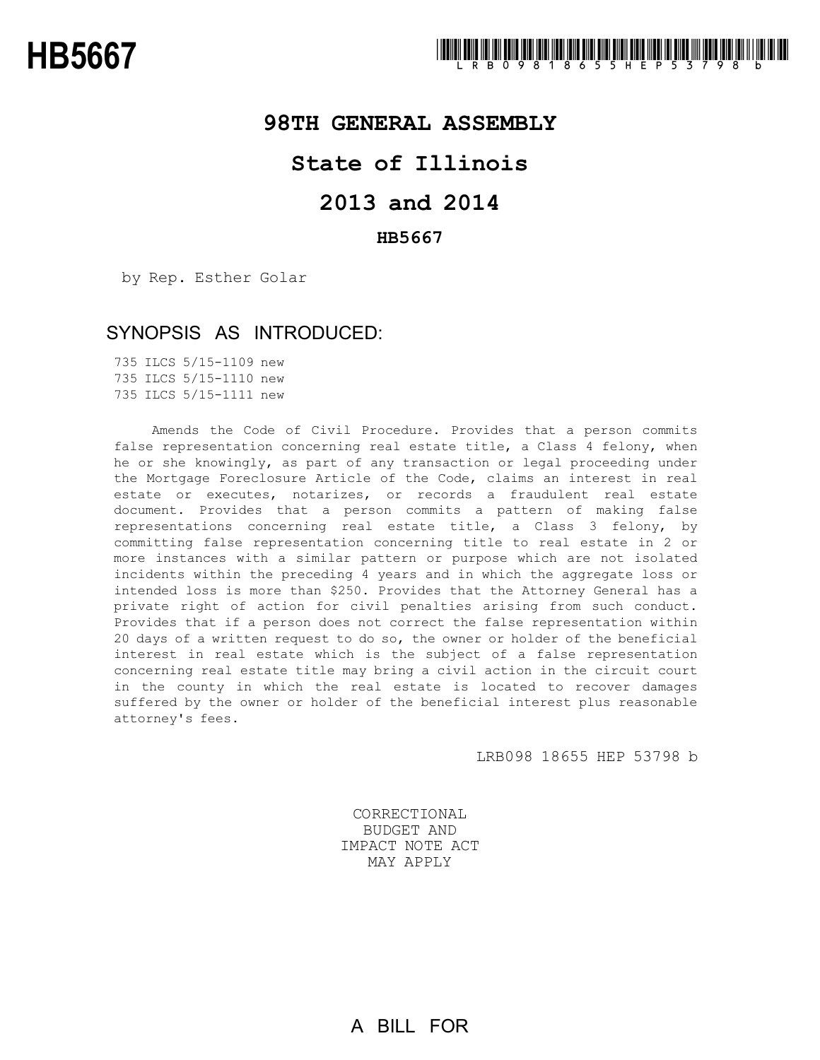# HB5667

LRB098 18655 HEP 53798 b

## 98TH GENERAL ASSEMBLY

## State of Illinois

## 2013 and 2014

### HB5667

by Rep. Esther Golar

### SYNOPSIS AS INTRODUCED:

735 ILCS 5/15-1109 new
735 ILCS 5/15-1110 new
735 ILCS 5/15-1111 new

Amends the Code of Civil Procedure. Provides that a person commits false representation concerning real estate title, a Class 4 felony, when he or she knowingly, as part of any transaction or legal proceeding under the Mortgage Foreclosure Article of the Code, claims an interest in real estate or executes, notarizes, or records a fraudulent real estate document. Provides that a person commits a pattern of making false representations concerning real estate title, a Class 3 felony, by committing false representation concerning title to real estate in 2 or more instances with a similar pattern or purpose which are not isolated incidents within the preceding 4 years and in which the aggregate loss or intended loss is more than $250. Provides that the Attorney General has a private right of action for civil penalties arising from such conduct. Provides that if a person does not correct the false representation within 20 days of a written request to do so, the owner or holder of the beneficial interest in real estate which is the subject of a false representation concerning real estate title may bring a civil action in the circuit court in the county in which the real estate is located to recover damages suffered by the owner or holder of the beneficial interest plus reasonable attorney's fees.

LRB098 18655 HEP 53798 b

CORRECTIONAL
BUDGET AND
IMPACT NOTE ACT
MAY APPLY

A BILL FOR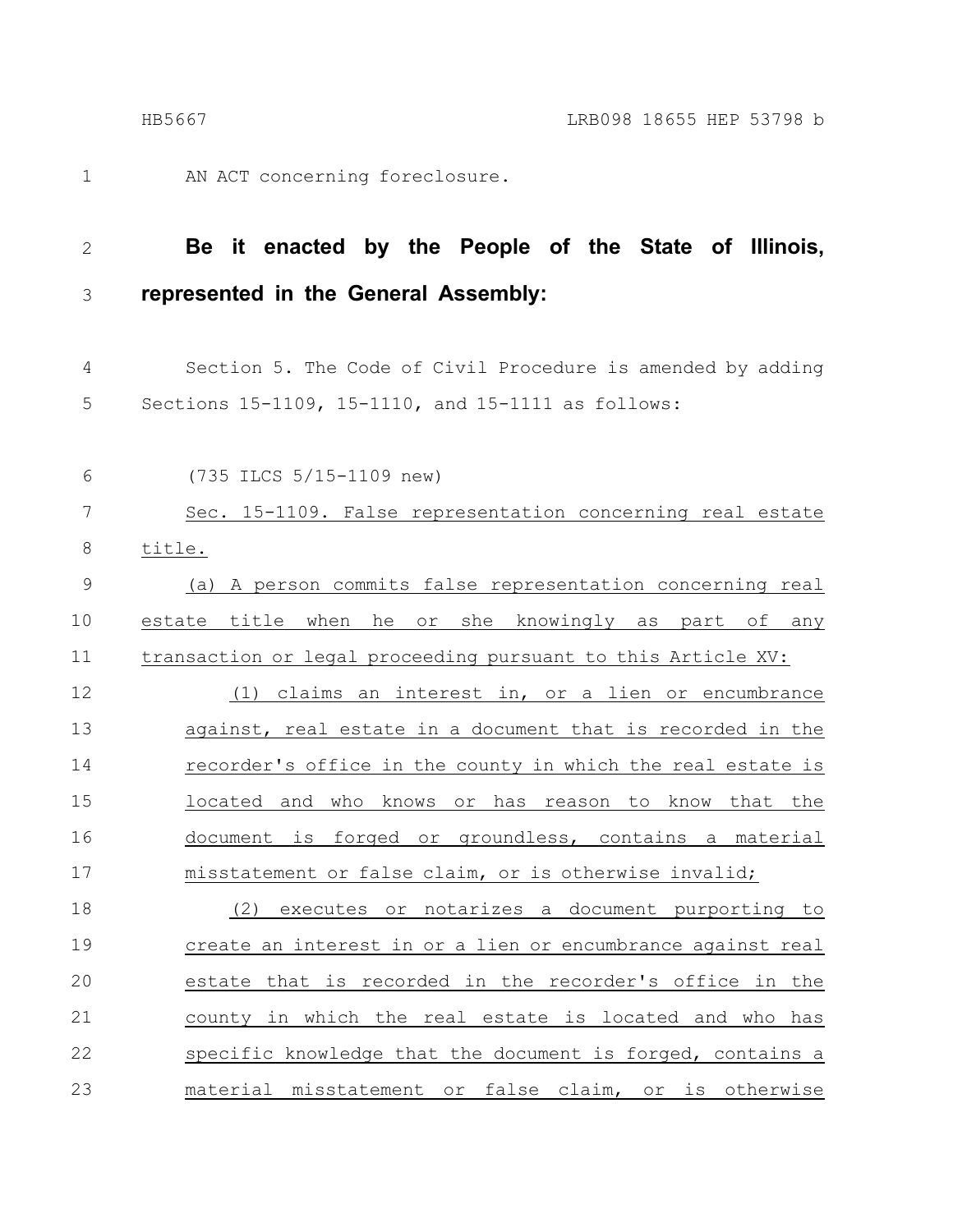AN ACT concerning foreclosure.

**Be it enacted by the People of the State of Illinois, represented in the General Assembly:**

Section 5. The Code of Civil Procedure is amended by adding Sections 15-1109, 15-1110, and 15-1111 as follows:

(735 ILCS 5/15-1109 new)

Sec. 15-1109. False representation concerning real estate title.

(a) A person commits false representation concerning real estate title when he or she knowingly as part of any transaction or legal proceeding pursuant to this Article XV:

(1) claims an interest in, or a lien or encumbrance against, real estate in a document that is recorded in the recorder's office in the county in which the real estate is located and who knows or has reason to know that the document is forged or groundless, contains a material misstatement or false claim, or is otherwise invalid;

(2) executes or notarizes a document purporting to create an interest in or a lien or encumbrance against real estate that is recorded in the recorder's office in the county in which the real estate is located and who has specific knowledge that the document is forged, contains a material misstatement or false claim, or is otherwise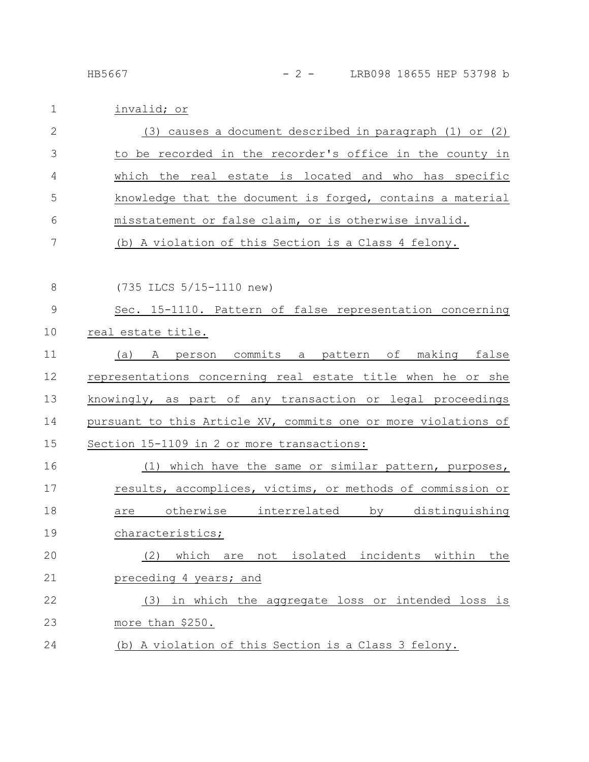invalid; or

(3) causes a document described in paragraph (1) or (2) to be recorded in the recorder's office in the county in which the real estate is located and who has specific knowledge that the document is forged, contains a material misstatement or false claim, or is otherwise invalid.

(b) A violation of this Section is a Class 4 felony.

(735 ILCS 5/15-1110 new)

Sec. 15-1110. Pattern of false representation concerning real estate title.

(a) A person commits a pattern of making false representations concerning real estate title when he or she knowingly, as part of any transaction or legal proceedings pursuant to this Article XV, commits one or more violations of Section 15-1109 in 2 or more transactions:

(1) which have the same or similar pattern, purposes, results, accomplices, victims, or methods of commission or are otherwise interrelated by distinguishing characteristics;

(2) which are not isolated incidents within the preceding 4 years; and

(3) in which the aggregate loss or intended loss is more than $250.

(b) A violation of this Section is a Class 3 felony.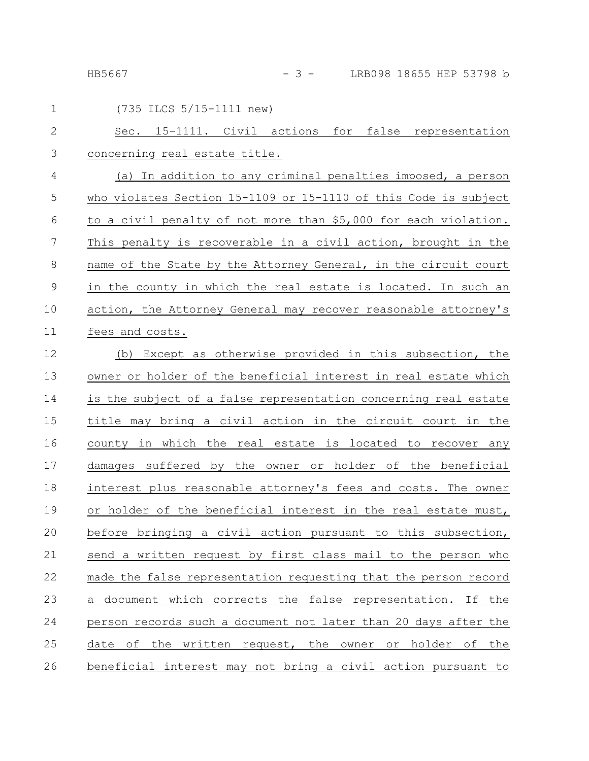(735 ILCS 5/15-1111 new)

Sec. 15-1111. Civil actions for false representation concerning real estate title.

(a) In addition to any criminal penalties imposed, a person who violates Section 15-1109 or 15-1110 of this Code is subject to a civil penalty of not more than $5,000 for each violation. This penalty is recoverable in a civil action, brought in the name of the State by the Attorney General, in the circuit court in the county in which the real estate is located. In such an action, the Attorney General may recover reasonable attorney's fees and costs.

(b) Except as otherwise provided in this subsection, the owner or holder of the beneficial interest in real estate which is the subject of a false representation concerning real estate title may bring a civil action in the circuit court in the county in which the real estate is located to recover any damages suffered by the owner or holder of the beneficial interest plus reasonable attorney's fees and costs. The owner or holder of the beneficial interest in the real estate must, before bringing a civil action pursuant to this subsection, send a written request by first class mail to the person who made the false representation requesting that the person record a document which corrects the false representation. If the person records such a document not later than 20 days after the date of the written request, the owner or holder of the beneficial interest may not bring a civil action pursuant to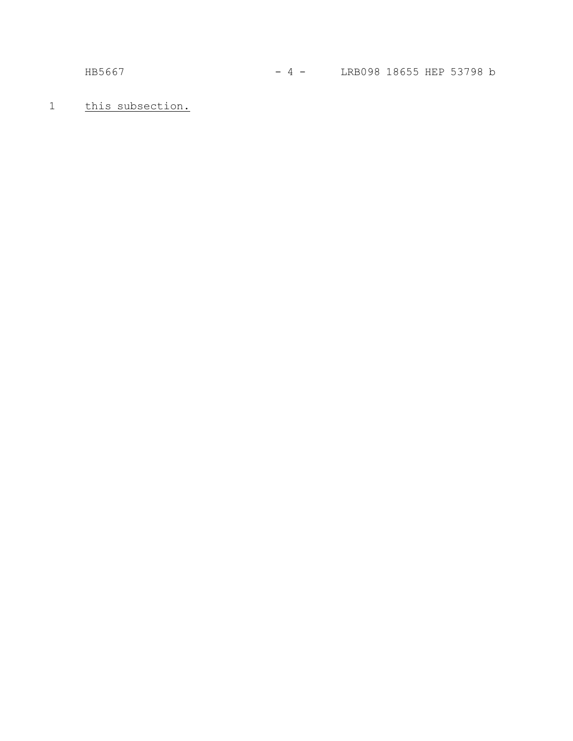<u>this subsection.</u>